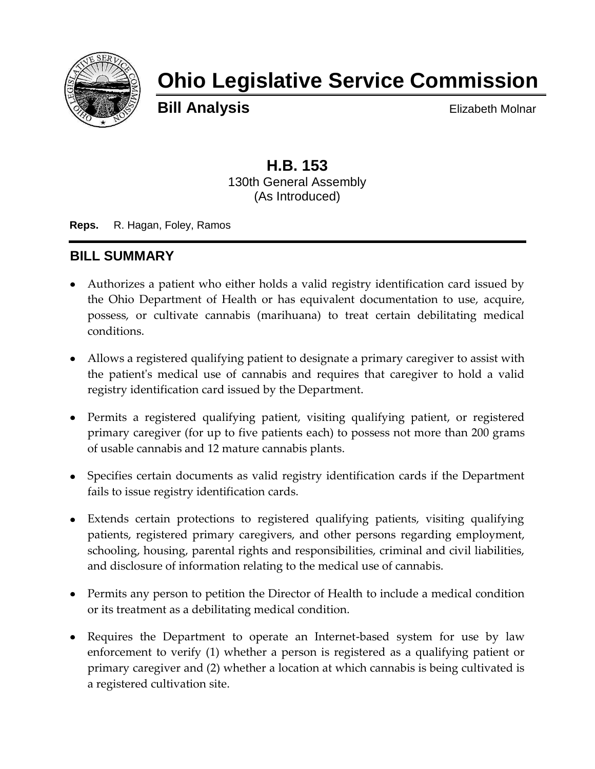# Ohio Legislative Service Commission

**Bill Analysis** Elizabeth Molnar

## H.B. 153

130th General Assembly
(As Introduced)

**Reps.** R. Hagan, Foley, Ramos

## BILL SUMMARY

- Authorizes a patient who either holds a valid registry identification card issued by the Ohio Department of Health or has equivalent documentation to use, acquire, possess, or cultivate cannabis (marihuana) to treat certain debilitating medical conditions.
- Allows a registered qualifying patient to designate a primary caregiver to assist with the patient's medical use of cannabis and requires that caregiver to hold a valid registry identification card issued by the Department.
- Permits a registered qualifying patient, visiting qualifying patient, or registered primary caregiver (for up to five patients each) to possess not more than 200 grams of usable cannabis and 12 mature cannabis plants.
- Specifies certain documents as valid registry identification cards if the Department fails to issue registry identification cards.
- Extends certain protections to registered qualifying patients, visiting qualifying patients, registered primary caregivers, and other persons regarding employment, schooling, housing, parental rights and responsibilities, criminal and civil liabilities, and disclosure of information relating to the medical use of cannabis.
- Permits any person to petition the Director of Health to include a medical condition or its treatment as a debilitating medical condition.
- Requires the Department to operate an Internet-based system for use by law enforcement to verify (1) whether a person is registered as a qualifying patient or primary caregiver and (2) whether a location at which cannabis is being cultivated is a registered cultivation site.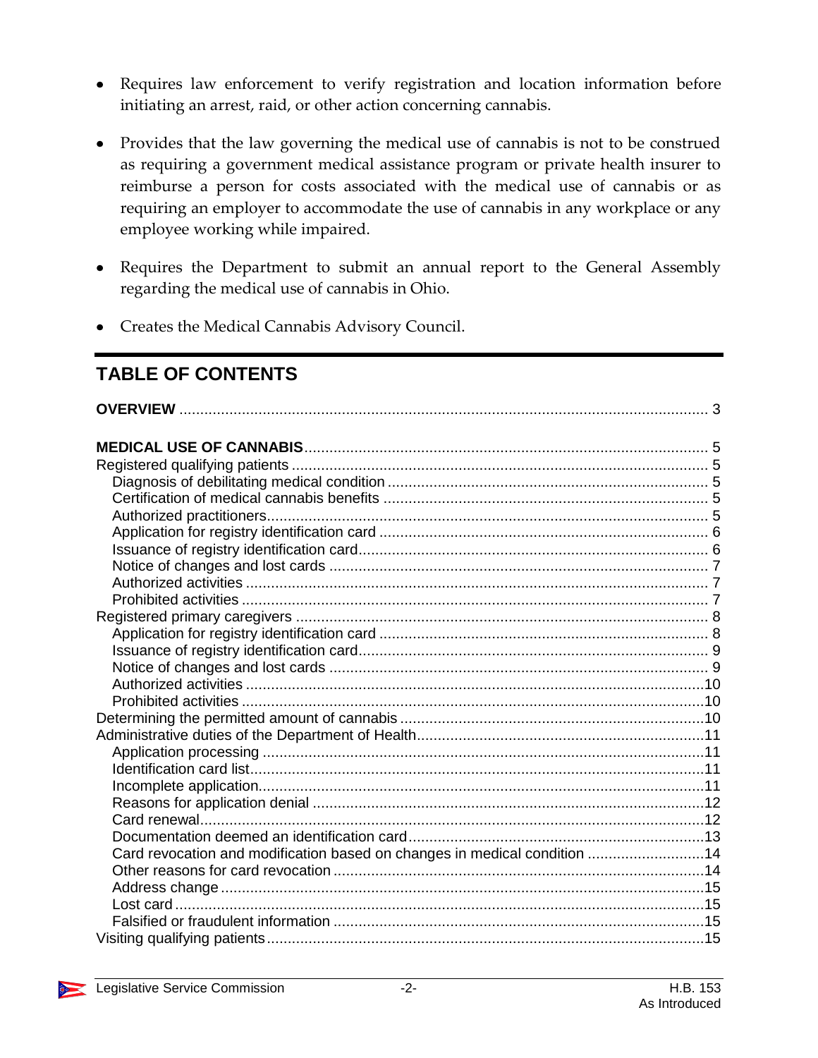- Requires law enforcement to verify registration and location information before initiating an arrest, raid, or other action concerning cannabis.
- Provides that the law governing the medical use of cannabis is not to be construed as requiring a government medical assistance program or private health insurer to reimburse a person for costs associated with the medical use of cannabis or as requiring an employer to accommodate the use of cannabis in any workplace or any employee working while impaired.
- Requires the Department to submit an annual report to the General Assembly regarding the medical use of cannabis in Ohio.
- Creates the Medical Cannabis Advisory Council.

## TABLE OF CONTENTS

**OVERVIEW** ..... 3

**MEDICAL USE OF CANNABIS** ..... 5
- Registered qualifying patients ..... 5
  - Diagnosis of debilitating medical condition ..... 5
  - Certification of medical cannabis benefits ..... 5
  - Authorized practitioners ..... 5
  - Application for registry identification card ..... 6
  - Issuance of registry identification card ..... 6
  - Notice of changes and lost cards ..... 7
  - Authorized activities ..... 7
  - Prohibited activities ..... 7
- Registered primary caregivers ..... 8
  - Application for registry identification card ..... 8
  - Issuance of registry identification card ..... 9
  - Notice of changes and lost cards ..... 9
  - Authorized activities ..... 10
  - Prohibited activities ..... 10
- Determining the permitted amount of cannabis ..... 10
- Administrative duties of the Department of Health ..... 11
  - Application processing ..... 11
  - Identification card list ..... 11
  - Incomplete application ..... 11
  - Reasons for application denial ..... 12
  - Card renewal ..... 12
  - Documentation deemed an identification card ..... 13
  - Card revocation and modification based on changes in medical condition ..... 14
  - Other reasons for card revocation ..... 14
  - Address change ..... 15
  - Lost card ..... 15
  - Falsified or fraudulent information ..... 15
- Visiting qualifying patients ..... 15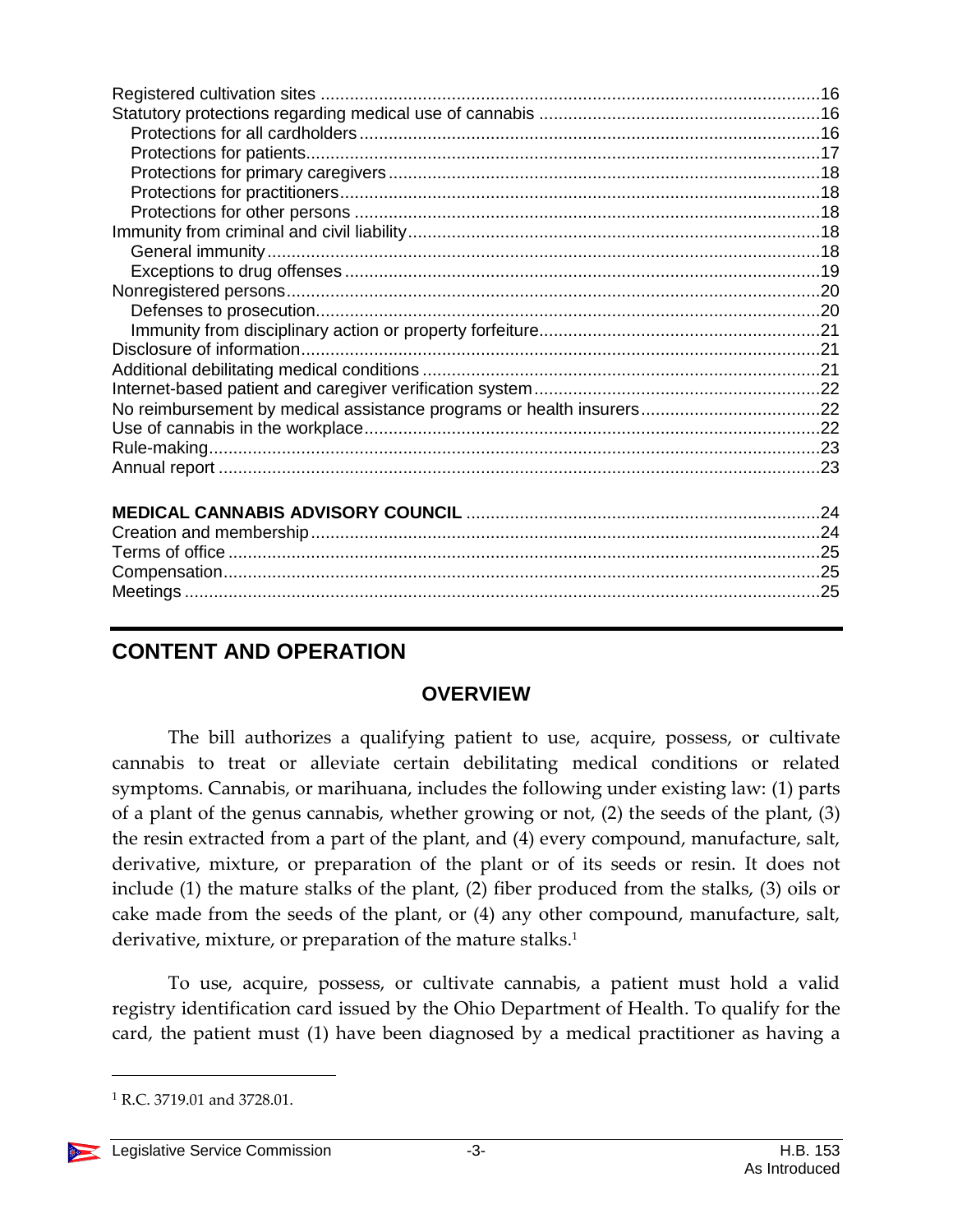Registered cultivation sites ..... 16
Statutory protections regarding medical use of cannabis ..... 16
  Protections for all cardholders ..... 16
  Protections for patients ..... 17
  Protections for primary caregivers ..... 18
  Protections for practitioners ..... 18
  Protections for other persons ..... 18
Immunity from criminal and civil liability ..... 18
  General immunity ..... 18
  Exceptions to drug offenses ..... 19
Nonregistered persons ..... 20
  Defenses to prosecution ..... 20
  Immunity from disciplinary action or property forfeiture ..... 21
Disclosure of information ..... 21
Additional debilitating medical conditions ..... 21
Internet-based patient and caregiver verification system ..... 22
No reimbursement by medical assistance programs or health insurers ..... 22
Use of cannabis in the workplace ..... 22
Rule-making ..... 23
Annual report ..... 23

**MEDICAL CANNABIS ADVISORY COUNCIL** ..... 24
Creation and membership ..... 24
Terms of office ..... 25
Compensation ..... 25
Meetings ..... 25

## CONTENT AND OPERATION

### OVERVIEW

The bill authorizes a qualifying patient to use, acquire, possess, or cultivate cannabis to treat or alleviate certain debilitating medical conditions or related symptoms. Cannabis, or marihuana, includes the following under existing law: (1) parts of a plant of the genus cannabis, whether growing or not, (2) the seeds of the plant, (3) the resin extracted from a part of the plant, and (4) every compound, manufacture, salt, derivative, mixture, or preparation of the plant or of its seeds or resin. It does not include (1) the mature stalks of the plant, (2) fiber produced from the stalks, (3) oils or cake made from the seeds of the plant, or (4) any other compound, manufacture, salt, derivative, mixture, or preparation of the mature stalks.[1]

To use, acquire, possess, or cultivate cannabis, a patient must hold a valid registry identification card issued by the Ohio Department of Health. To qualify for the card, the patient must (1) have been diagnosed by a medical practitioner as having a

[1] R.C. 3719.01 and 3728.01.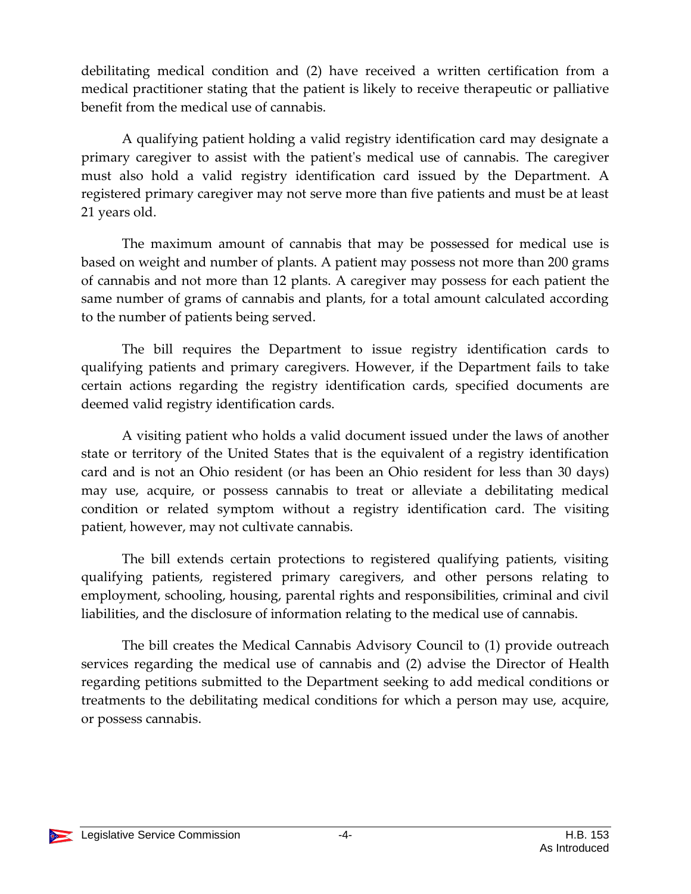debilitating medical condition and (2) have received a written certification from a medical practitioner stating that the patient is likely to receive therapeutic or palliative benefit from the medical use of cannabis.

A qualifying patient holding a valid registry identification card may designate a primary caregiver to assist with the patient's medical use of cannabis. The caregiver must also hold a valid registry identification card issued by the Department. A registered primary caregiver may not serve more than five patients and must be at least 21 years old.

The maximum amount of cannabis that may be possessed for medical use is based on weight and number of plants. A patient may possess not more than 200 grams of cannabis and not more than 12 plants. A caregiver may possess for each patient the same number of grams of cannabis and plants, for a total amount calculated according to the number of patients being served.

The bill requires the Department to issue registry identification cards to qualifying patients and primary caregivers. However, if the Department fails to take certain actions regarding the registry identification cards, specified documents are deemed valid registry identification cards.

A visiting patient who holds a valid document issued under the laws of another state or territory of the United States that is the equivalent of a registry identification card and is not an Ohio resident (or has been an Ohio resident for less than 30 days) may use, acquire, or possess cannabis to treat or alleviate a debilitating medical condition or related symptom without a registry identification card. The visiting patient, however, may not cultivate cannabis.

The bill extends certain protections to registered qualifying patients, visiting qualifying patients, registered primary caregivers, and other persons relating to employment, schooling, housing, parental rights and responsibilities, criminal and civil liabilities, and the disclosure of information relating to the medical use of cannabis.

The bill creates the Medical Cannabis Advisory Council to (1) provide outreach services regarding the medical use of cannabis and (2) advise the Director of Health regarding petitions submitted to the Department seeking to add medical conditions or treatments to the debilitating medical conditions for which a person may use, acquire, or possess cannabis.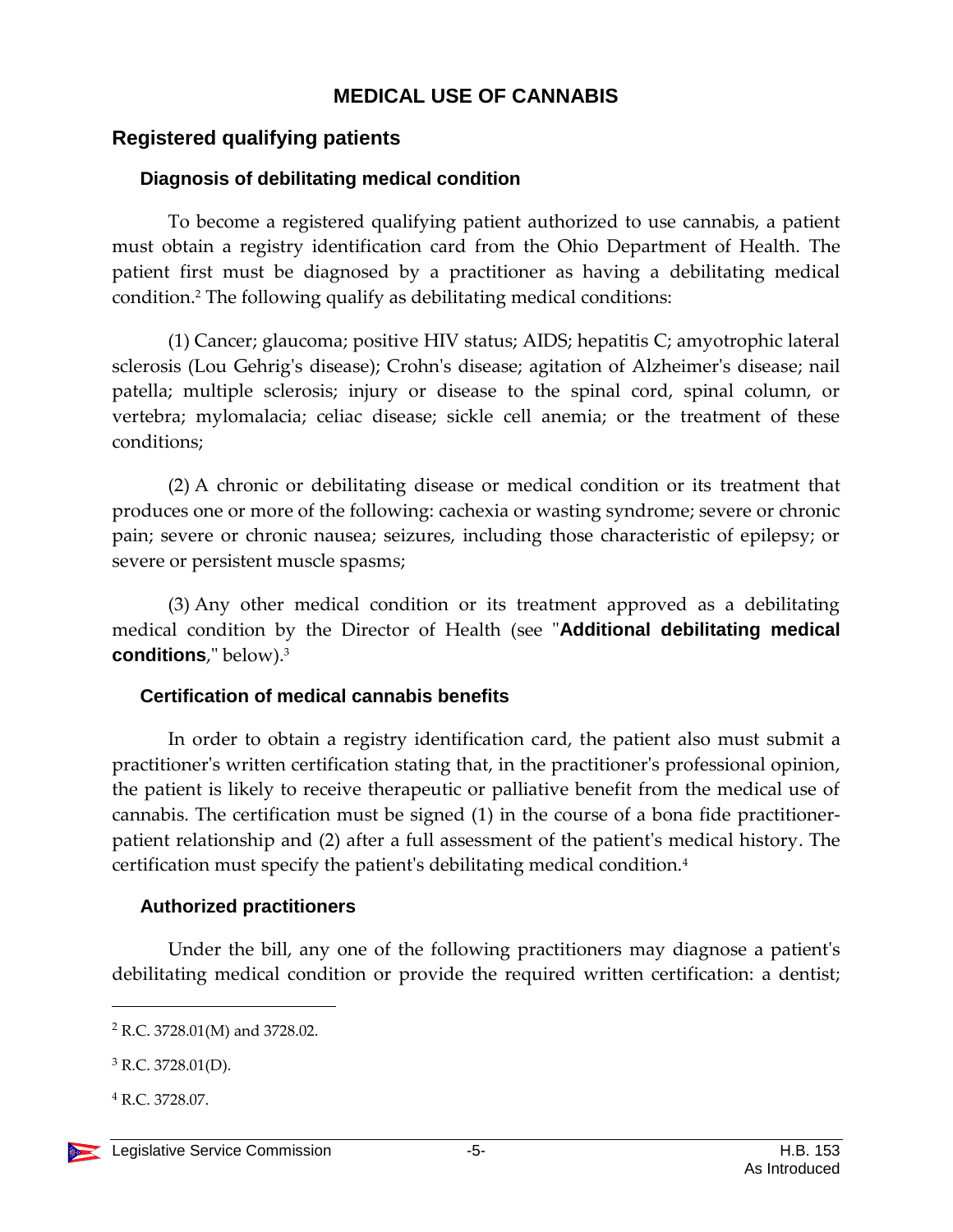# MEDICAL USE OF CANNABIS

## Registered qualifying patients

### Diagnosis of debilitating medical condition

To become a registered qualifying patient authorized to use cannabis, a patient must obtain a registry identification card from the Ohio Department of Health. The patient first must be diagnosed by a practitioner as having a debilitating medical condition.[2] The following qualify as debilitating medical conditions:

(1) Cancer; glaucoma; positive HIV status; AIDS; hepatitis C; amyotrophic lateral sclerosis (Lou Gehrig's disease); Crohn's disease; agitation of Alzheimer's disease; nail patella; multiple sclerosis; injury or disease to the spinal cord, spinal column, or vertebra; mylomalacia; celiac disease; sickle cell anemia; or the treatment of these conditions;

(2) A chronic or debilitating disease or medical condition or its treatment that produces one or more of the following: cachexia or wasting syndrome; severe or chronic pain; severe or chronic nausea; seizures, including those characteristic of epilepsy; or severe or persistent muscle spasms;

(3) Any other medical condition or its treatment approved as a debilitating medical condition by the Director of Health (see "**Additional debilitating medical conditions**," below).[3]

### Certification of medical cannabis benefits

In order to obtain a registry identification card, the patient also must submit a practitioner's written certification stating that, in the practitioner's professional opinion, the patient is likely to receive therapeutic or palliative benefit from the medical use of cannabis. The certification must be signed (1) in the course of a bona fide practitioner-patient relationship and (2) after a full assessment of the patient's medical history. The certification must specify the patient's debilitating medical condition.[4]

### Authorized practitioners

Under the bill, any one of the following practitioners may diagnose a patient's debilitating medical condition or provide the required written certification: a dentist;

---

[2] R.C. 3728.01(M) and 3728.02.

[3] R.C. 3728.01(D).

[4] R.C. 3728.07.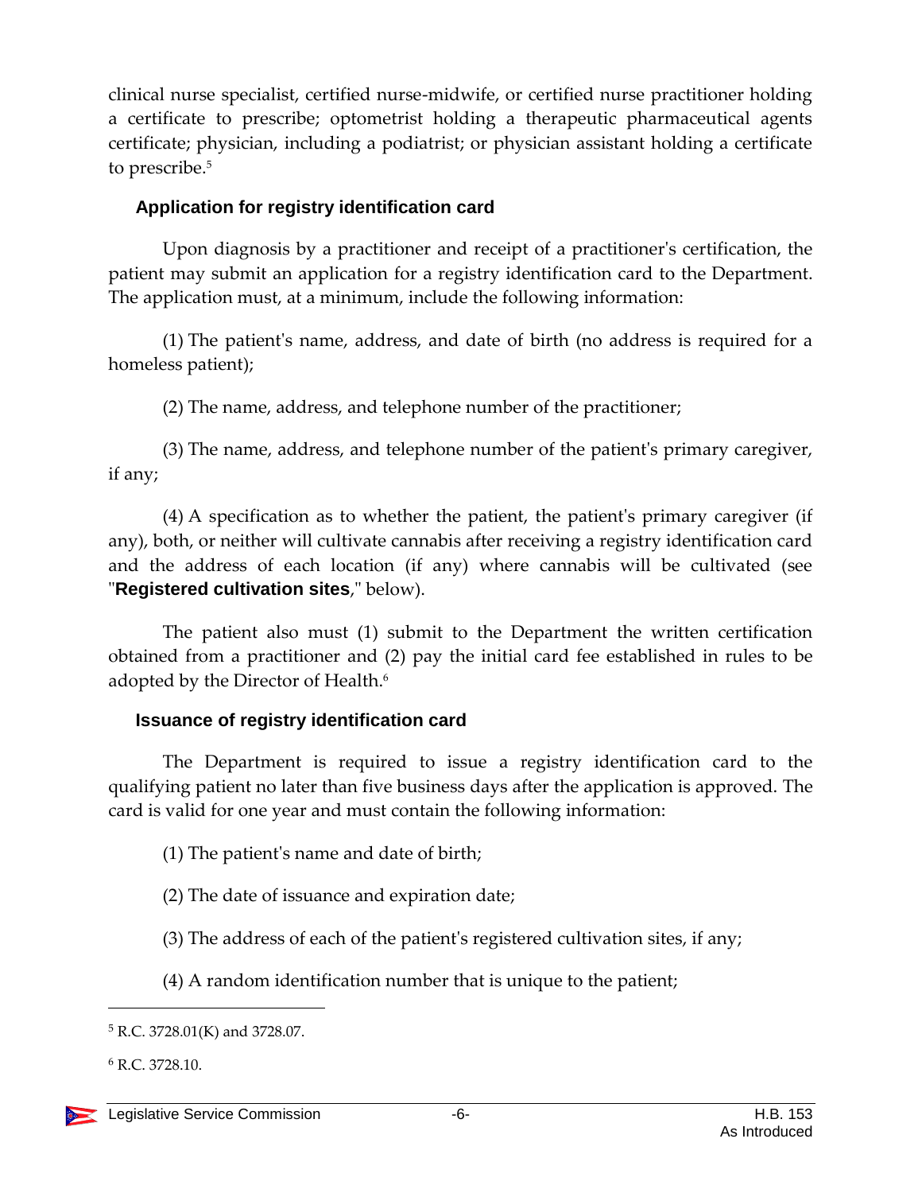clinical nurse specialist, certified nurse-midwife, or certified nurse practitioner holding a certificate to prescribe; optometrist holding a therapeutic pharmaceutical agents certificate; physician, including a podiatrist; or physician assistant holding a certificate to prescribe.[5]

### Application for registry identification card

Upon diagnosis by a practitioner and receipt of a practitioner's certification, the patient may submit an application for a registry identification card to the Department. The application must, at a minimum, include the following information:

(1) The patient's name, address, and date of birth (no address is required for a homeless patient);

(2) The name, address, and telephone number of the practitioner;

(3) The name, address, and telephone number of the patient's primary caregiver, if any;

(4) A specification as to whether the patient, the patient's primary caregiver (if any), both, or neither will cultivate cannabis after receiving a registry identification card and the address of each location (if any) where cannabis will be cultivated (see "**Registered cultivation sites**," below).

The patient also must (1) submit to the Department the written certification obtained from a practitioner and (2) pay the initial card fee established in rules to be adopted by the Director of Health.[6]

### Issuance of registry identification card

The Department is required to issue a registry identification card to the qualifying patient no later than five business days after the application is approved. The card is valid for one year and must contain the following information:

(1) The patient's name and date of birth;

(2) The date of issuance and expiration date;

(3) The address of each of the patient's registered cultivation sites, if any;

(4) A random identification number that is unique to the patient;

---

[5] R.C. 3728.01(K) and 3728.07.

[6] R.C. 3728.10.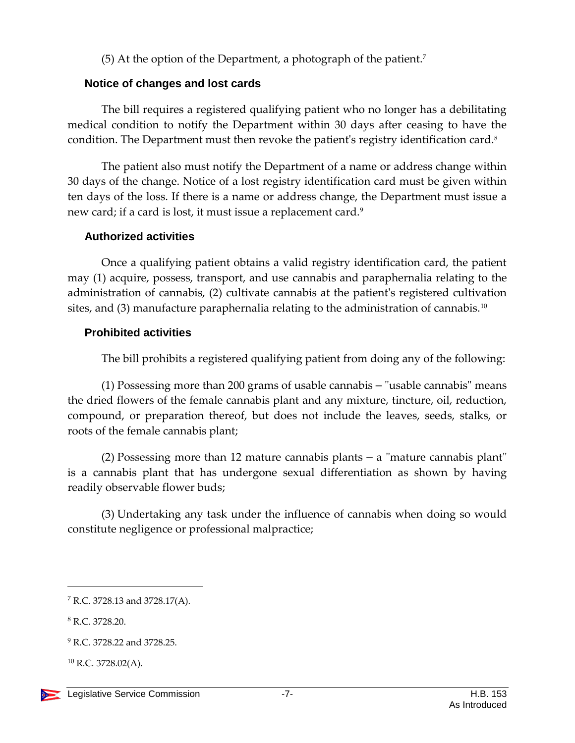(5) At the option of the Department, a photograph of the patient.[7]

### Notice of changes and lost cards

The bill requires a registered qualifying patient who no longer has a debilitating medical condition to notify the Department within 30 days after ceasing to have the condition. The Department must then revoke the patient's registry identification card.[8]

The patient also must notify the Department of a name or address change within 30 days of the change. Notice of a lost registry identification card must be given within ten days of the loss. If there is a name or address change, the Department must issue a new card; if a card is lost, it must issue a replacement card.[9]

### Authorized activities

Once a qualifying patient obtains a valid registry identification card, the patient may (1) acquire, possess, transport, and use cannabis and paraphernalia relating to the administration of cannabis, (2) cultivate cannabis at the patient's registered cultivation sites, and (3) manufacture paraphernalia relating to the administration of cannabis.[10]

### Prohibited activities

The bill prohibits a registered qualifying patient from doing any of the following:

(1) Possessing more than 200 grams of usable cannabis – "usable cannabis" means the dried flowers of the female cannabis plant and any mixture, tincture, oil, reduction, compound, or preparation thereof, but does not include the leaves, seeds, stalks, or roots of the female cannabis plant;

(2) Possessing more than 12 mature cannabis plants – a "mature cannabis plant" is a cannabis plant that has undergone sexual differentiation as shown by having readily observable flower buds;

(3) Undertaking any task under the influence of cannabis when doing so would constitute negligence or professional malpractice;

---

[7] R.C. 3728.13 and 3728.17(A).

[8] R.C. 3728.20.

[9] R.C. 3728.22 and 3728.25.

[10] R.C. 3728.02(A).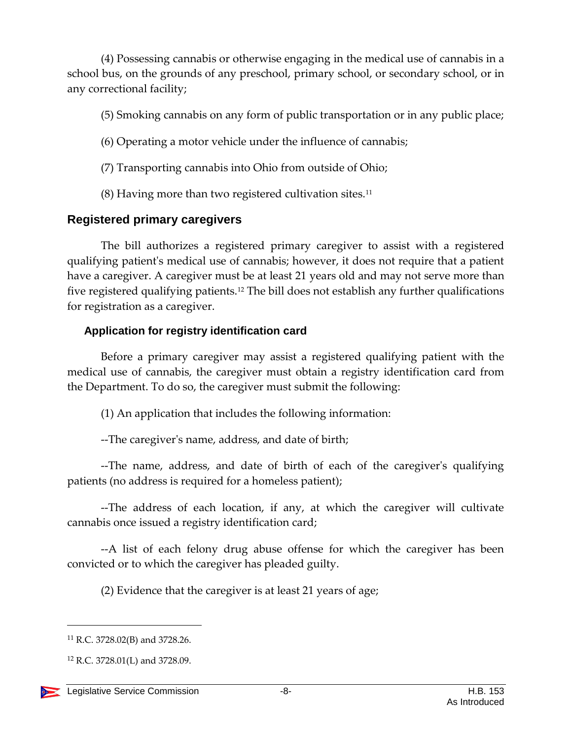(4) Possessing cannabis or otherwise engaging in the medical use of cannabis in a school bus, on the grounds of any preschool, primary school, or secondary school, or in any correctional facility;

(5) Smoking cannabis on any form of public transportation or in any public place;

(6) Operating a motor vehicle under the influence of cannabis;

(7) Transporting cannabis into Ohio from outside of Ohio;

(8) Having more than two registered cultivation sites.[11]

## Registered primary caregivers

The bill authorizes a registered primary caregiver to assist with a registered qualifying patient's medical use of cannabis; however, it does not require that a patient have a caregiver. A caregiver must be at least 21 years old and may not serve more than five registered qualifying patients.[12] The bill does not establish any further qualifications for registration as a caregiver.

### Application for registry identification card

Before a primary caregiver may assist a registered qualifying patient with the medical use of cannabis, the caregiver must obtain a registry identification card from the Department. To do so, the caregiver must submit the following:

(1) An application that includes the following information:

--The caregiver's name, address, and date of birth;

--The name, address, and date of birth of each of the caregiver's qualifying patients (no address is required for a homeless patient);

--The address of each location, if any, at which the caregiver will cultivate cannabis once issued a registry identification card;

--A list of each felony drug abuse offense for which the caregiver has been convicted or to which the caregiver has pleaded guilty.

(2) Evidence that the caregiver is at least 21 years of age;

[11] R.C. 3728.02(B) and 3728.26.

[12] R.C. 3728.01(L) and 3728.09.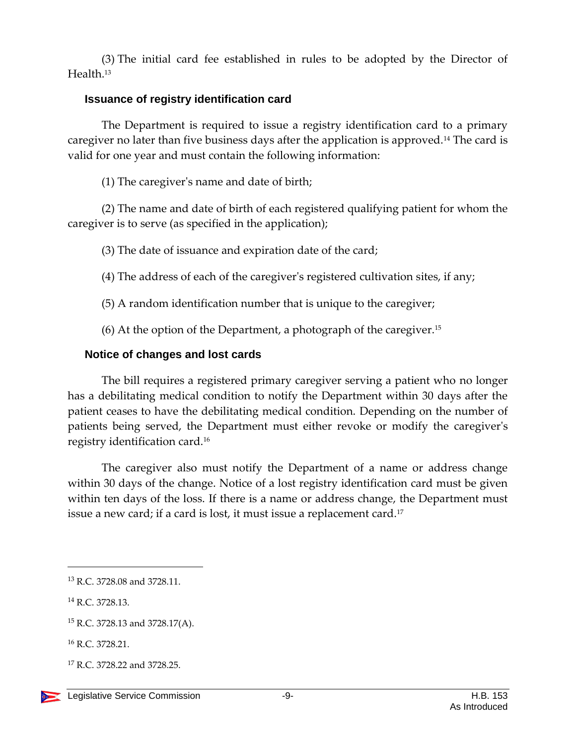(3) The initial card fee established in rules to be adopted by the Director of Health.[13]

### Issuance of registry identification card

The Department is required to issue a registry identification card to a primary caregiver no later than five business days after the application is approved.[14] The card is valid for one year and must contain the following information:

(1) The caregiver's name and date of birth;

(2) The name and date of birth of each registered qualifying patient for whom the caregiver is to serve (as specified in the application);

(3) The date of issuance and expiration date of the card;

(4) The address of each of the caregiver's registered cultivation sites, if any;

(5) A random identification number that is unique to the caregiver;

(6) At the option of the Department, a photograph of the caregiver.[15]

### Notice of changes and lost cards

The bill requires a registered primary caregiver serving a patient who no longer has a debilitating medical condition to notify the Department within 30 days after the patient ceases to have the debilitating medical condition. Depending on the number of patients being served, the Department must either revoke or modify the caregiver's registry identification card.[16]

The caregiver also must notify the Department of a name or address change within 30 days of the change. Notice of a lost registry identification card must be given within ten days of the loss. If there is a name or address change, the Department must issue a new card; if a card is lost, it must issue a replacement card.[17]

---

[13] R.C. 3728.08 and 3728.11.

[14] R.C. 3728.13.

[15] R.C. 3728.13 and 3728.17(A).

[16] R.C. 3728.21.

[17] R.C. 3728.22 and 3728.25.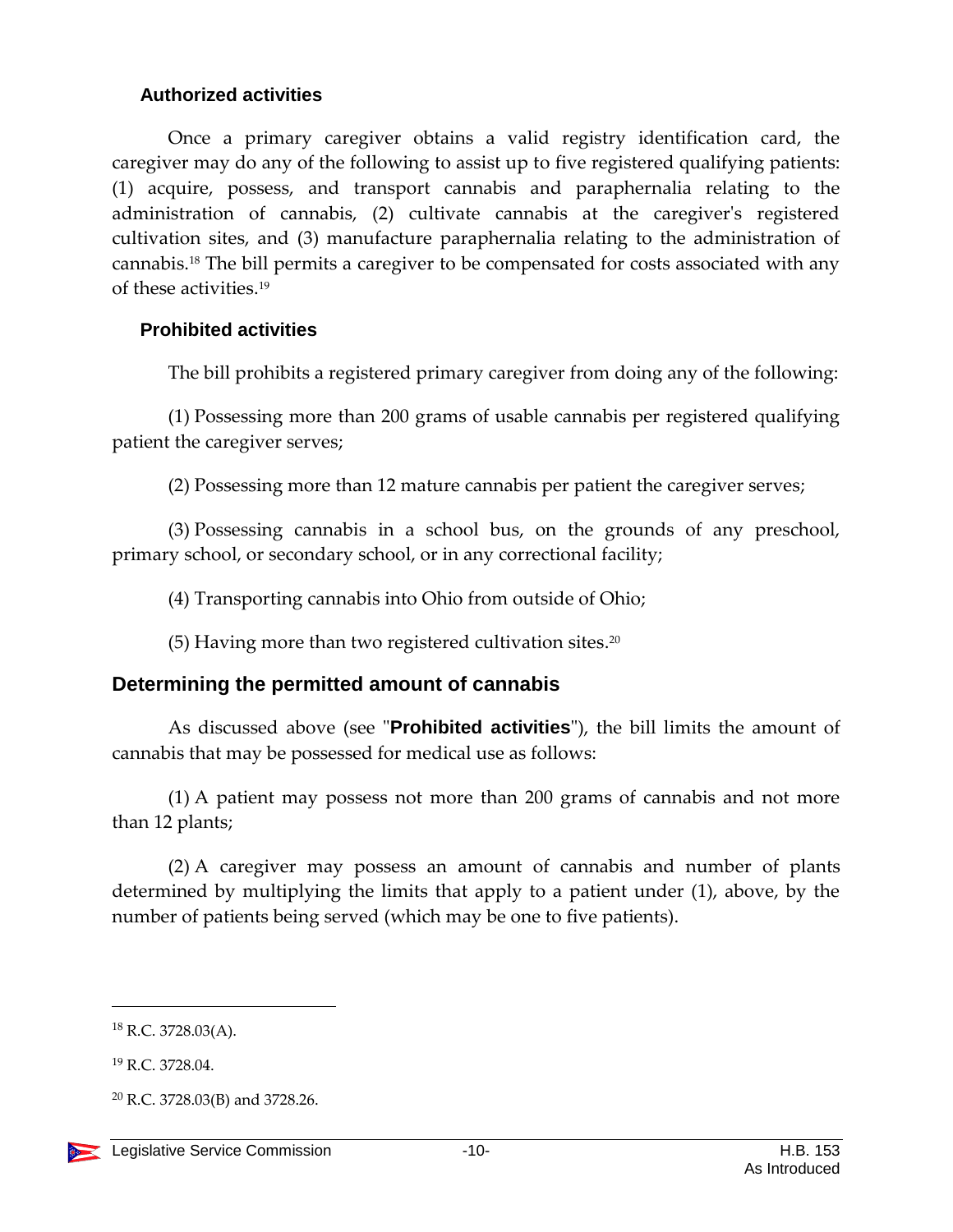### Authorized activities

Once a primary caregiver obtains a valid registry identification card, the caregiver may do any of the following to assist up to five registered qualifying patients: (1) acquire, possess, and transport cannabis and paraphernalia relating to the administration of cannabis, (2) cultivate cannabis at the caregiver's registered cultivation sites, and (3) manufacture paraphernalia relating to the administration of cannabis.[18] The bill permits a caregiver to be compensated for costs associated with any of these activities.[19]

### Prohibited activities

The bill prohibits a registered primary caregiver from doing any of the following:

(1) Possessing more than 200 grams of usable cannabis per registered qualifying patient the caregiver serves;

(2) Possessing more than 12 mature cannabis per patient the caregiver serves;

(3) Possessing cannabis in a school bus, on the grounds of any preschool, primary school, or secondary school, or in any correctional facility;

(4) Transporting cannabis into Ohio from outside of Ohio;

(5) Having more than two registered cultivation sites.[20]

## Determining the permitted amount of cannabis

As discussed above (see "**Prohibited activities**"), the bill limits the amount of cannabis that may be possessed for medical use as follows:

(1) A patient may possess not more than 200 grams of cannabis and not more than 12 plants;

(2) A caregiver may possess an amount of cannabis and number of plants determined by multiplying the limits that apply to a patient under (1), above, by the number of patients being served (which may be one to five patients).

---

[18] R.C. 3728.03(A).

[19] R.C. 3728.04.

[20] R.C. 3728.03(B) and 3728.26.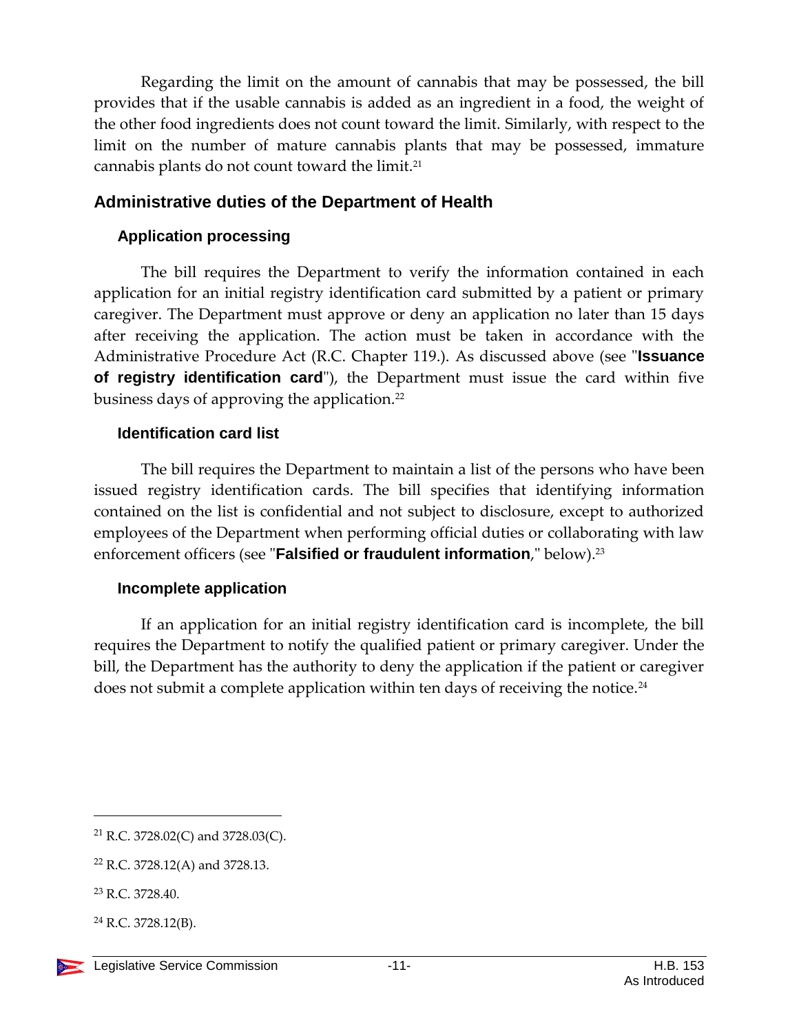Regarding the limit on the amount of cannabis that may be possessed, the bill provides that if the usable cannabis is added as an ingredient in a food, the weight of the other food ingredients does not count toward the limit. Similarly, with respect to the limit on the number of mature cannabis plants that may be possessed, immature cannabis plants do not count toward the limit.[21]

## Administrative duties of the Department of Health

### Application processing

The bill requires the Department to verify the information contained in each application for an initial registry identification card submitted by a patient or primary caregiver. The Department must approve or deny an application no later than 15 days after receiving the application. The action must be taken in accordance with the Administrative Procedure Act (R.C. Chapter 119.). As discussed above (see "**Issuance of registry identification card**"), the Department must issue the card within five business days of approving the application.[22]

### Identification card list

The bill requires the Department to maintain a list of the persons who have been issued registry identification cards. The bill specifies that identifying information contained on the list is confidential and not subject to disclosure, except to authorized employees of the Department when performing official duties or collaborating with law enforcement officers (see "**Falsified or fraudulent information**," below).[23]

### Incomplete application

If an application for an initial registry identification card is incomplete, the bill requires the Department to notify the qualified patient or primary caregiver. Under the bill, the Department has the authority to deny the application if the patient or caregiver does not submit a complete application within ten days of receiving the notice.[24]

---

[21] R.C. 3728.02(C) and 3728.03(C).

[22] R.C. 3728.12(A) and 3728.13.

[23] R.C. 3728.40.

[24] R.C. 3728.12(B).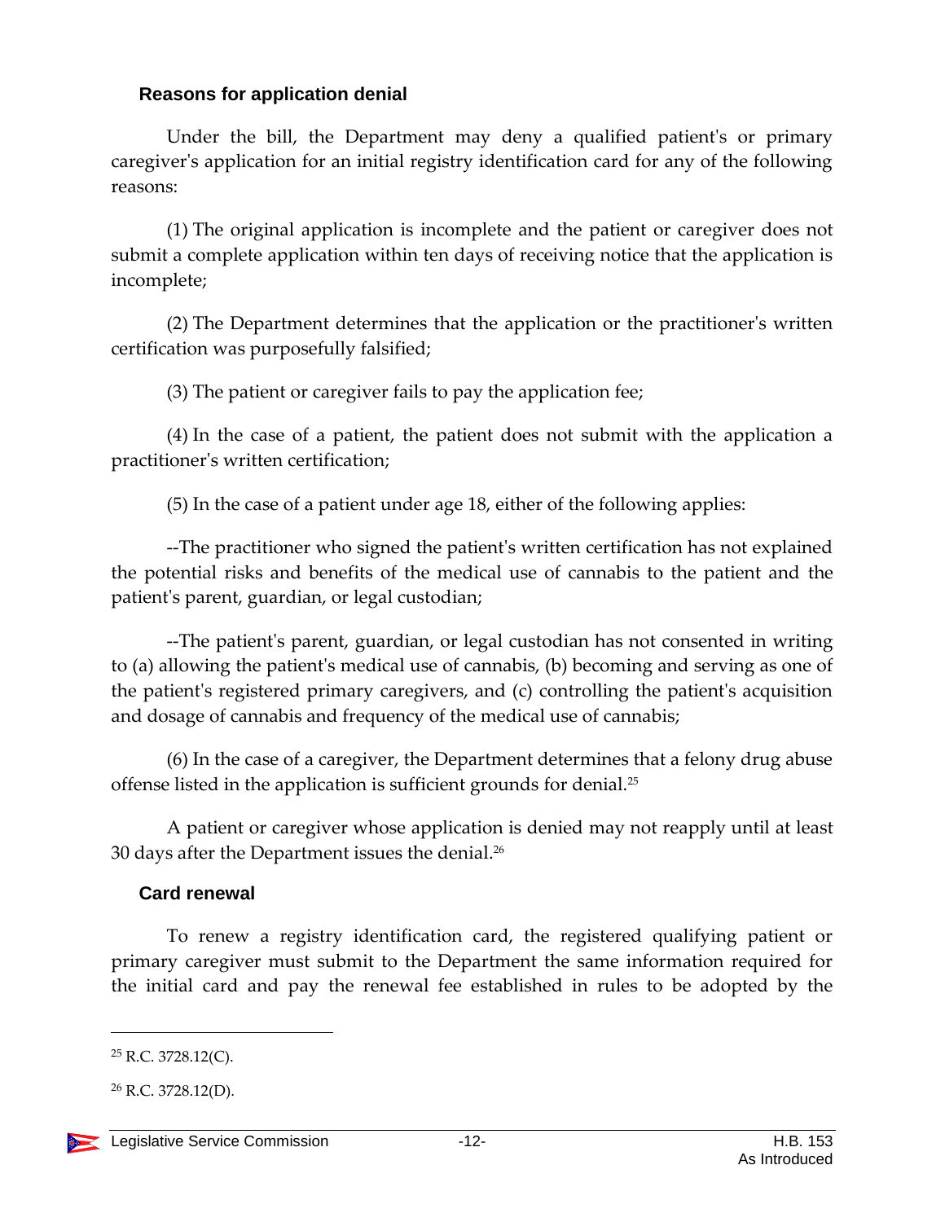### Reasons for application denial

Under the bill, the Department may deny a qualified patient's or primary caregiver's application for an initial registry identification card for any of the following reasons:

(1) The original application is incomplete and the patient or caregiver does not submit a complete application within ten days of receiving notice that the application is incomplete;

(2) The Department determines that the application or the practitioner's written certification was purposefully falsified;

(3) The patient or caregiver fails to pay the application fee;

(4) In the case of a patient, the patient does not submit with the application a practitioner's written certification;

(5) In the case of a patient under age 18, either of the following applies:

--The practitioner who signed the patient's written certification has not explained the potential risks and benefits of the medical use of cannabis to the patient and the patient's parent, guardian, or legal custodian;

--The patient's parent, guardian, or legal custodian has not consented in writing to (a) allowing the patient's medical use of cannabis, (b) becoming and serving as one of the patient's registered primary caregivers, and (c) controlling the patient's acquisition and dosage of cannabis and frequency of the medical use of cannabis;

(6) In the case of a caregiver, the Department determines that a felony drug abuse offense listed in the application is sufficient grounds for denial.[25]

A patient or caregiver whose application is denied may not reapply until at least 30 days after the Department issues the denial.[26]

### Card renewal

To renew a registry identification card, the registered qualifying patient or primary caregiver must submit to the Department the same information required for the initial card and pay the renewal fee established in rules to be adopted by the

---

[25] R.C. 3728.12(C).

[26] R.C. 3728.12(D).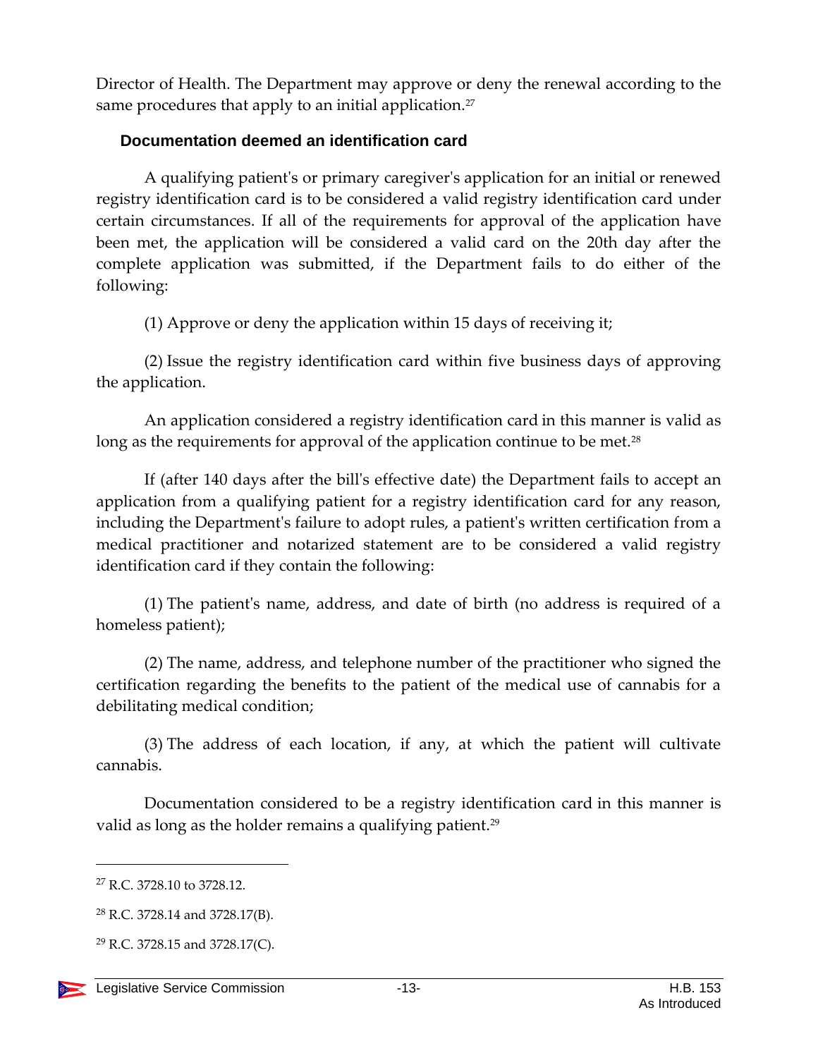Director of Health. The Department may approve or deny the renewal according to the same procedures that apply to an initial application.[27]

### Documentation deemed an identification card

A qualifying patient's or primary caregiver's application for an initial or renewed registry identification card is to be considered a valid registry identification card under certain circumstances. If all of the requirements for approval of the application have been met, the application will be considered a valid card on the 20th day after the complete application was submitted, if the Department fails to do either of the following:

(1) Approve or deny the application within 15 days of receiving it;

(2) Issue the registry identification card within five business days of approving the application.

An application considered a registry identification card in this manner is valid as long as the requirements for approval of the application continue to be met.[28]

If (after 140 days after the bill's effective date) the Department fails to accept an application from a qualifying patient for a registry identification card for any reason, including the Department's failure to adopt rules, a patient's written certification from a medical practitioner and notarized statement are to be considered a valid registry identification card if they contain the following:

(1) The patient's name, address, and date of birth (no address is required of a homeless patient);

(2) The name, address, and telephone number of the practitioner who signed the certification regarding the benefits to the patient of the medical use of cannabis for a debilitating medical condition;

(3) The address of each location, if any, at which the patient will cultivate cannabis.

Documentation considered to be a registry identification card in this manner is valid as long as the holder remains a qualifying patient.[29]

---

[27] R.C. 3728.10 to 3728.12.

[28] R.C. 3728.14 and 3728.17(B).

[29] R.C. 3728.15 and 3728.17(C).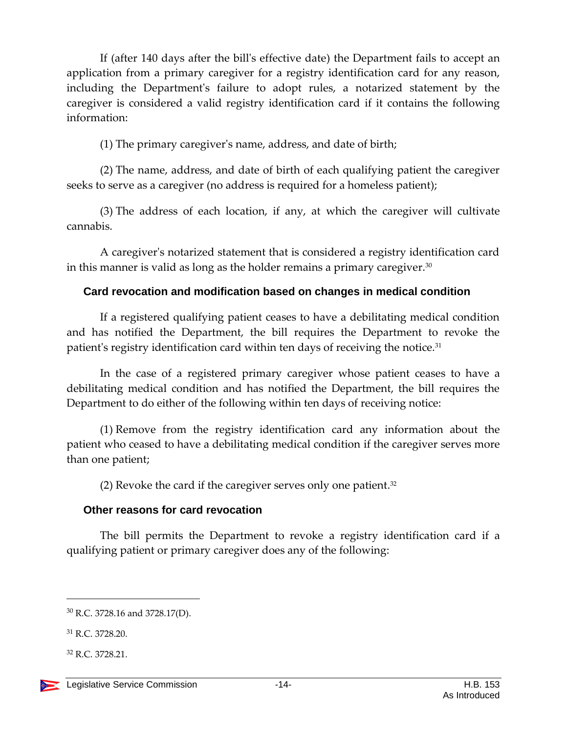If (after 140 days after the bill's effective date) the Department fails to accept an application from a primary caregiver for a registry identification card for any reason, including the Department's failure to adopt rules, a notarized statement by the caregiver is considered a valid registry identification card if it contains the following information:

(1) The primary caregiver's name, address, and date of birth;

(2) The name, address, and date of birth of each qualifying patient the caregiver seeks to serve as a caregiver (no address is required for a homeless patient);

(3) The address of each location, if any, at which the caregiver will cultivate cannabis.

A caregiver's notarized statement that is considered a registry identification card in this manner is valid as long as the holder remains a primary caregiver.[30]

### Card revocation and modification based on changes in medical condition

If a registered qualifying patient ceases to have a debilitating medical condition and has notified the Department, the bill requires the Department to revoke the patient's registry identification card within ten days of receiving the notice.[31]

In the case of a registered primary caregiver whose patient ceases to have a debilitating medical condition and has notified the Department, the bill requires the Department to do either of the following within ten days of receiving notice:

(1) Remove from the registry identification card any information about the patient who ceased to have a debilitating medical condition if the caregiver serves more than one patient;

(2) Revoke the card if the caregiver serves only one patient.[32]

### Other reasons for card revocation

The bill permits the Department to revoke a registry identification card if a qualifying patient or primary caregiver does any of the following:

---

[30] R.C. 3728.16 and 3728.17(D).

[31] R.C. 3728.20.

[32] R.C. 3728.21.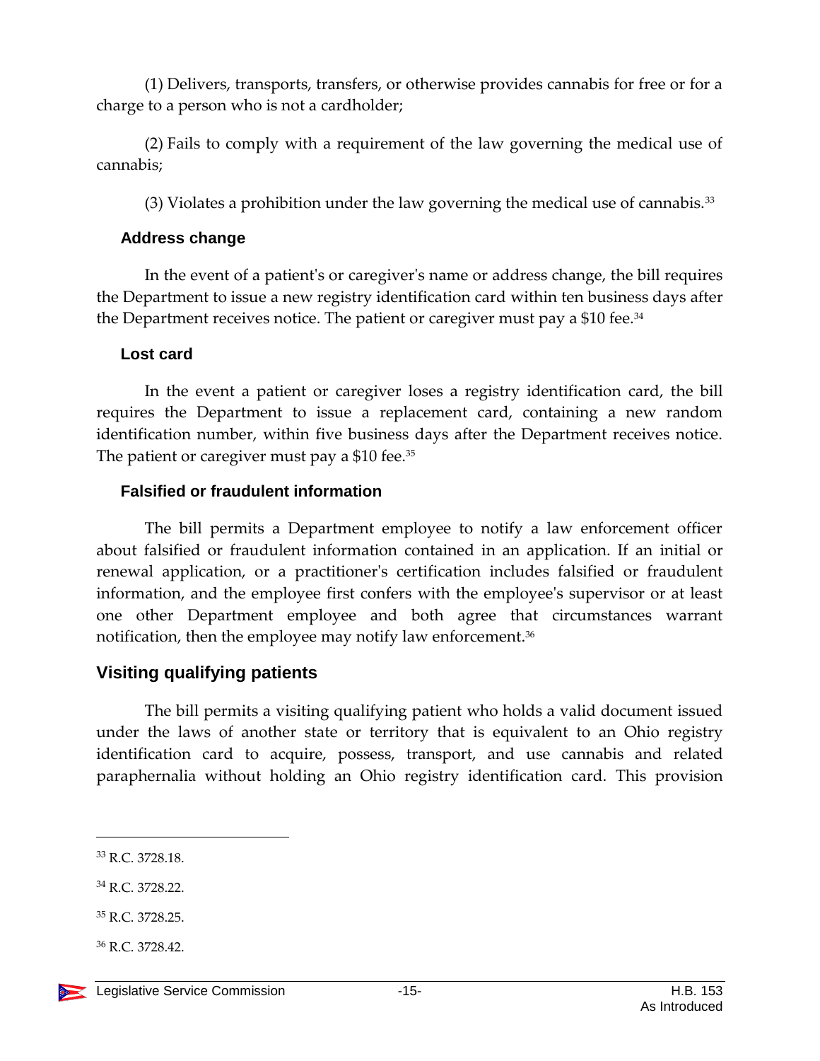(1) Delivers, transports, transfers, or otherwise provides cannabis for free or for a charge to a person who is not a cardholder;

(2) Fails to comply with a requirement of the law governing the medical use of cannabis;

(3) Violates a prohibition under the law governing the medical use of cannabis.[33]

### Address change

In the event of a patient's or caregiver's name or address change, the bill requires the Department to issue a new registry identification card within ten business days after the Department receives notice. The patient or caregiver must pay a $10 fee.[34]

### Lost card

In the event a patient or caregiver loses a registry identification card, the bill requires the Department to issue a replacement card, containing a new random identification number, within five business days after the Department receives notice. The patient or caregiver must pay a $10 fee.[35]

### Falsified or fraudulent information

The bill permits a Department employee to notify a law enforcement officer about falsified or fraudulent information contained in an application. If an initial or renewal application, or a practitioner's certification includes falsified or fraudulent information, and the employee first confers with the employee's supervisor or at least one other Department employee and both agree that circumstances warrant notification, then the employee may notify law enforcement.[36]

## Visiting qualifying patients

The bill permits a visiting qualifying patient who holds a valid document issued under the laws of another state or territory that is equivalent to an Ohio registry identification card to acquire, possess, transport, and use cannabis and related paraphernalia without holding an Ohio registry identification card. This provision

---

[33] R.C. 3728.18.

[34] R.C. 3728.22.

[35] R.C. 3728.25.

[36] R.C. 3728.42.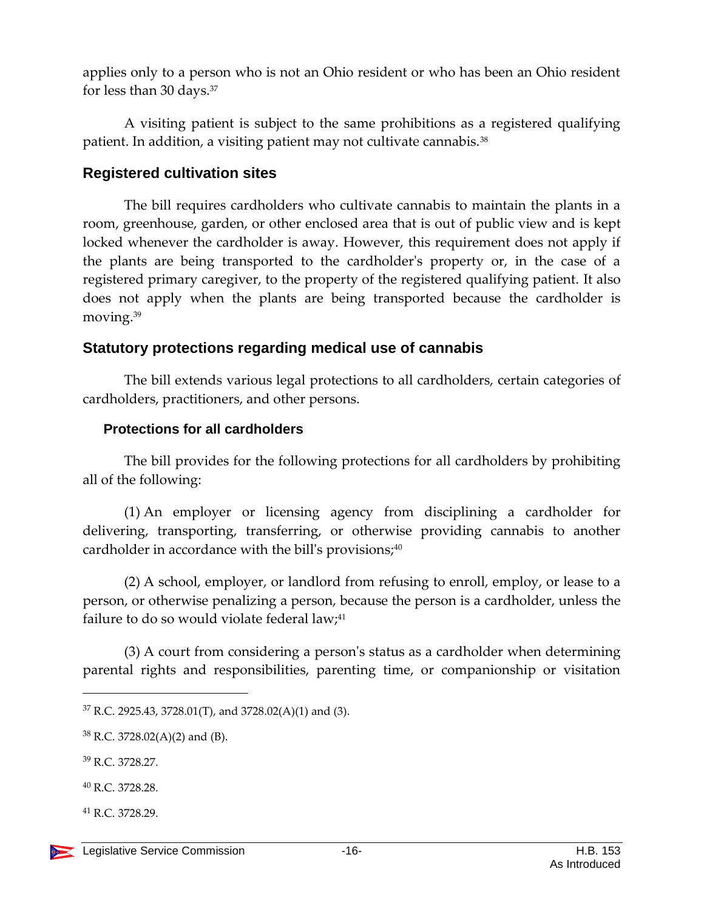applies only to a person who is not an Ohio resident or who has been an Ohio resident for less than 30 days.[37]

A visiting patient is subject to the same prohibitions as a registered qualifying patient. In addition, a visiting patient may not cultivate cannabis.[38]

## Registered cultivation sites

The bill requires cardholders who cultivate cannabis to maintain the plants in a room, greenhouse, garden, or other enclosed area that is out of public view and is kept locked whenever the cardholder is away. However, this requirement does not apply if the plants are being transported to the cardholder's property or, in the case of a registered primary caregiver, to the property of the registered qualifying patient. It also does not apply when the plants are being transported because the cardholder is moving.[39]

## Statutory protections regarding medical use of cannabis

The bill extends various legal protections to all cardholders, certain categories of cardholders, practitioners, and other persons.

### Protections for all cardholders

The bill provides for the following protections for all cardholders by prohibiting all of the following:

(1) An employer or licensing agency from disciplining a cardholder for delivering, transporting, transferring, or otherwise providing cannabis to another cardholder in accordance with the bill's provisions;[40]

(2) A school, employer, or landlord from refusing to enroll, employ, or lease to a person, or otherwise penalizing a person, because the person is a cardholder, unless the failure to do so would violate federal law;[41]

(3) A court from considering a person's status as a cardholder when determining parental rights and responsibilities, parenting time, or companionship or visitation

---

[37] R.C. 2925.43, 3728.01(T), and 3728.02(A)(1) and (3).

[38] R.C. 3728.02(A)(2) and (B).

[39] R.C. 3728.27.

[40] R.C. 3728.28.

[41] R.C. 3728.29.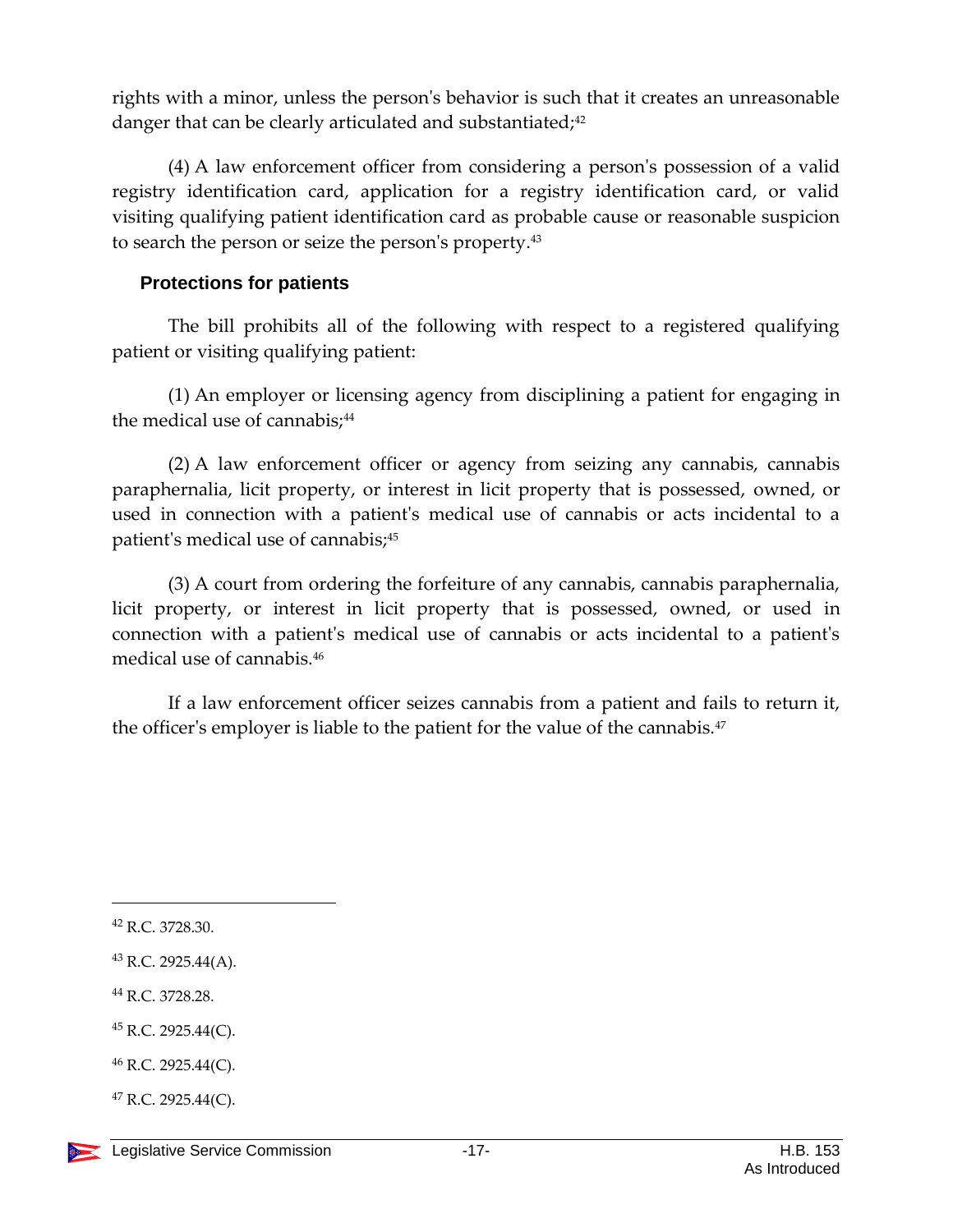rights with a minor, unless the person's behavior is such that it creates an unreasonable danger that can be clearly articulated and substantiated;[42]

(4) A law enforcement officer from considering a person's possession of a valid registry identification card, application for a registry identification card, or valid visiting qualifying patient identification card as probable cause or reasonable suspicion to search the person or seize the person's property.[43]

### Protections for patients

The bill prohibits all of the following with respect to a registered qualifying patient or visiting qualifying patient:

(1) An employer or licensing agency from disciplining a patient for engaging in the medical use of cannabis;[44]

(2) A law enforcement officer or agency from seizing any cannabis, cannabis paraphernalia, licit property, or interest in licit property that is possessed, owned, or used in connection with a patient's medical use of cannabis or acts incidental to a patient's medical use of cannabis;[45]

(3) A court from ordering the forfeiture of any cannabis, cannabis paraphernalia, licit property, or interest in licit property that is possessed, owned, or used in connection with a patient's medical use of cannabis or acts incidental to a patient's medical use of cannabis.[46]

If a law enforcement officer seizes cannabis from a patient and fails to return it, the officer's employer is liable to the patient for the value of the cannabis.[47]

---

[42] R.C. 3728.30.

[43] R.C. 2925.44(A).

[44] R.C. 3728.28.

[45] R.C. 2925.44(C).

[46] R.C. 2925.44(C).

[47] R.C. 2925.44(C).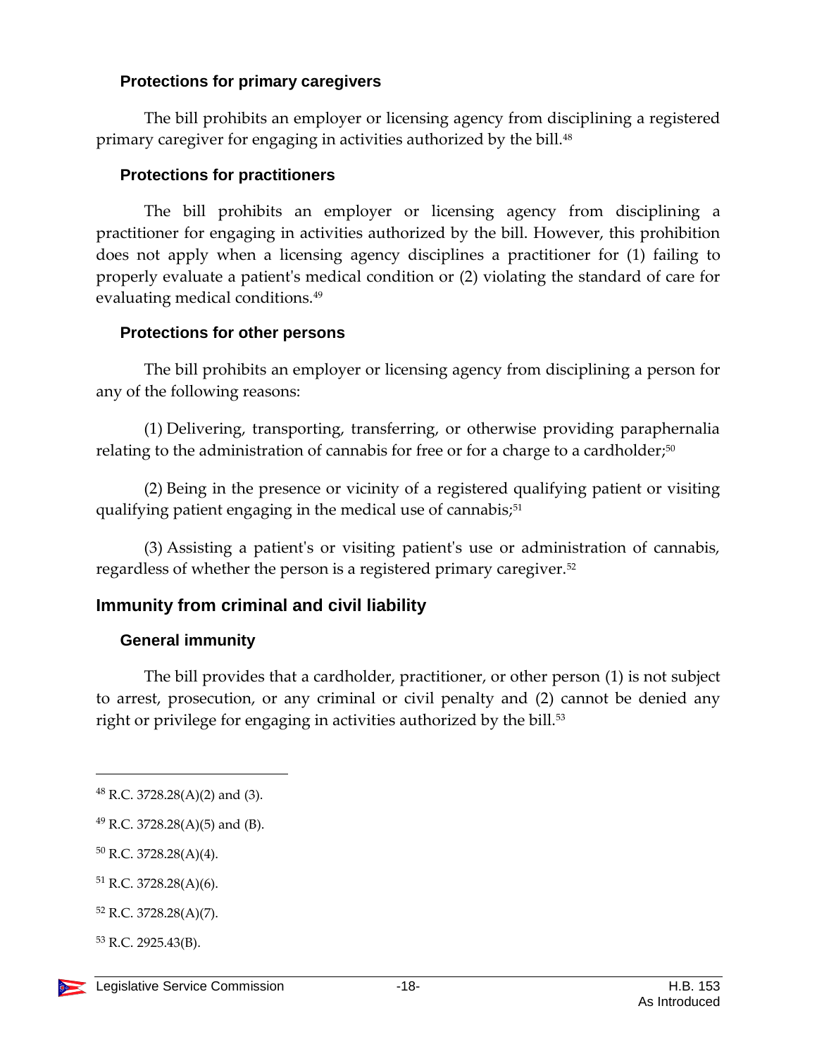### Protections for primary caregivers

The bill prohibits an employer or licensing agency from disciplining a registered primary caregiver for engaging in activities authorized by the bill.[48]

### Protections for practitioners

The bill prohibits an employer or licensing agency from disciplining a practitioner for engaging in activities authorized by the bill. However, this prohibition does not apply when a licensing agency disciplines a practitioner for (1) failing to properly evaluate a patient's medical condition or (2) violating the standard of care for evaluating medical conditions.[49]

### Protections for other persons

The bill prohibits an employer or licensing agency from disciplining a person for any of the following reasons:

(1) Delivering, transporting, transferring, or otherwise providing paraphernalia relating to the administration of cannabis for free or for a charge to a cardholder;[50]

(2) Being in the presence or vicinity of a registered qualifying patient or visiting qualifying patient engaging in the medical use of cannabis;[51]

(3) Assisting a patient's or visiting patient's use or administration of cannabis, regardless of whether the person is a registered primary caregiver.[52]

## Immunity from criminal and civil liability

### General immunity

The bill provides that a cardholder, practitioner, or other person (1) is not subject to arrest, prosecution, or any criminal or civil penalty and (2) cannot be denied any right or privilege for engaging in activities authorized by the bill.[53]

---

[48] R.C. 3728.28(A)(2) and (3).

[49] R.C. 3728.28(A)(5) and (B).

[50] R.C. 3728.28(A)(4).

[51] R.C. 3728.28(A)(6).

[52] R.C. 3728.28(A)(7).

[53] R.C. 2925.43(B).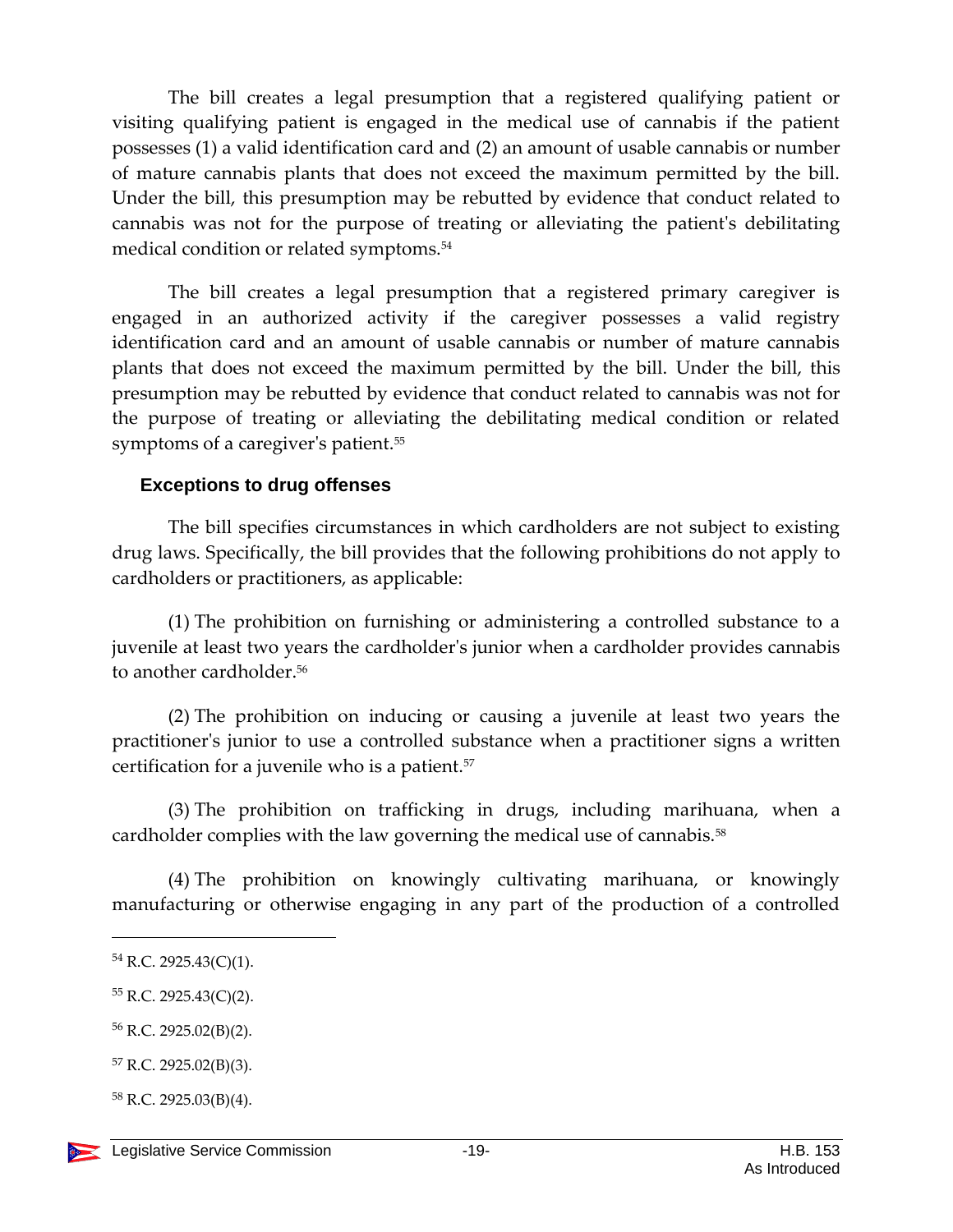The bill creates a legal presumption that a registered qualifying patient or visiting qualifying patient is engaged in the medical use of cannabis if the patient possesses (1) a valid identification card and (2) an amount of usable cannabis or number of mature cannabis plants that does not exceed the maximum permitted by the bill. Under the bill, this presumption may be rebutted by evidence that conduct related to cannabis was not for the purpose of treating or alleviating the patient's debilitating medical condition or related symptoms.[54]

The bill creates a legal presumption that a registered primary caregiver is engaged in an authorized activity if the caregiver possesses a valid registry identification card and an amount of usable cannabis or number of mature cannabis plants that does not exceed the maximum permitted by the bill. Under the bill, this presumption may be rebutted by evidence that conduct related to cannabis was not for the purpose of treating or alleviating the debilitating medical condition or related symptoms of a caregiver's patient.[55]

### Exceptions to drug offenses

The bill specifies circumstances in which cardholders are not subject to existing drug laws. Specifically, the bill provides that the following prohibitions do not apply to cardholders or practitioners, as applicable:

(1) The prohibition on furnishing or administering a controlled substance to a juvenile at least two years the cardholder's junior when a cardholder provides cannabis to another cardholder.[56]

(2) The prohibition on inducing or causing a juvenile at least two years the practitioner's junior to use a controlled substance when a practitioner signs a written certification for a juvenile who is a patient.[57]

(3) The prohibition on trafficking in drugs, including marihuana, when a cardholder complies with the law governing the medical use of cannabis.[58]

(4) The prohibition on knowingly cultivating marihuana, or knowingly manufacturing or otherwise engaging in any part of the production of a controlled

---

[54] R.C. 2925.43(C)(1).

[55] R.C. 2925.43(C)(2).

[56] R.C. 2925.02(B)(2).

[57] R.C. 2925.02(B)(3).

[58] R.C. 2925.03(B)(4).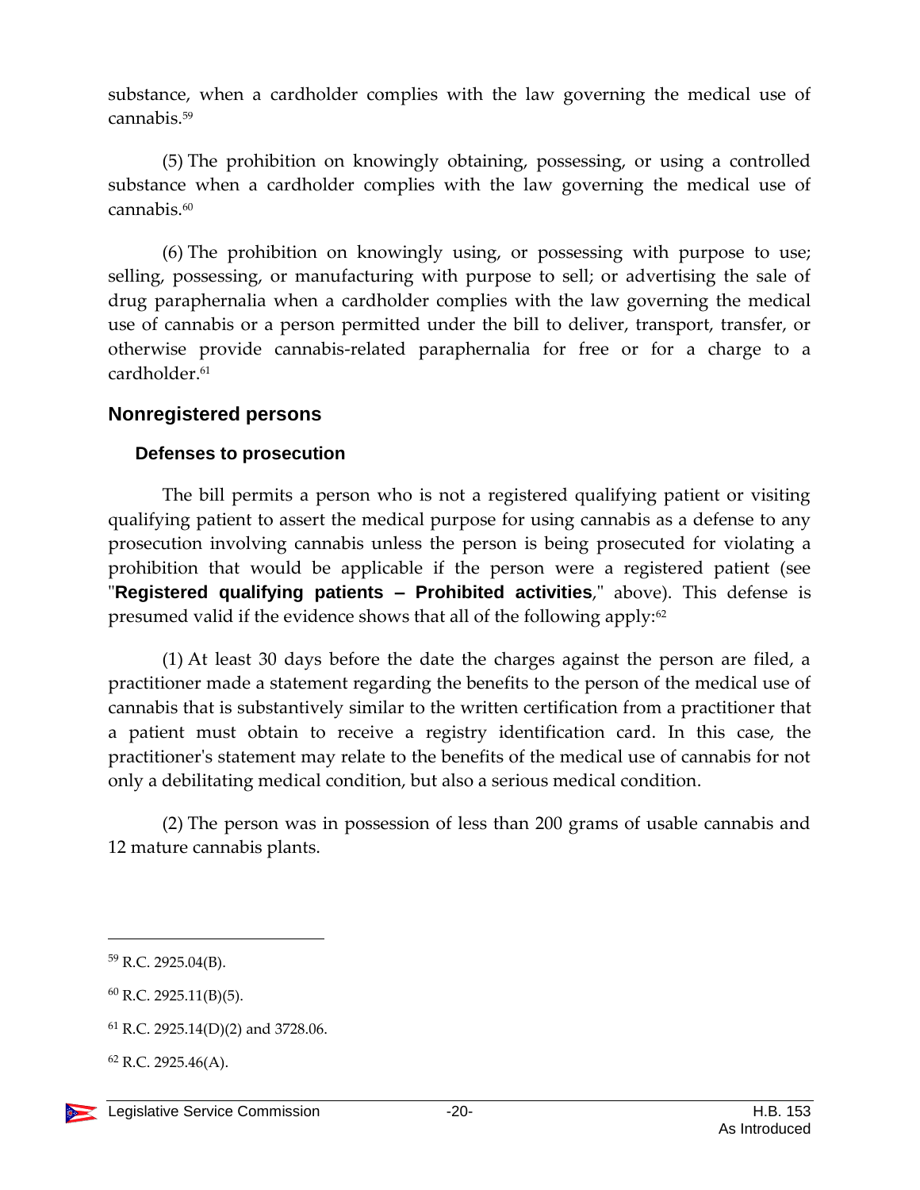substance, when a cardholder complies with the law governing the medical use of cannabis.[59]

(5) The prohibition on knowingly obtaining, possessing, or using a controlled substance when a cardholder complies with the law governing the medical use of cannabis.[60]

(6) The prohibition on knowingly using, or possessing with purpose to use; selling, possessing, or manufacturing with purpose to sell; or advertising the sale of drug paraphernalia when a cardholder complies with the law governing the medical use of cannabis or a person permitted under the bill to deliver, transport, transfer, or otherwise provide cannabis-related paraphernalia for free or for a charge to a cardholder.[61]

## Nonregistered persons

### Defenses to prosecution

The bill permits a person who is not a registered qualifying patient or visiting qualifying patient to assert the medical purpose for using cannabis as a defense to any prosecution involving cannabis unless the person is being prosecuted for violating a prohibition that would be applicable if the person were a registered patient (see "**Registered qualifying patients – Prohibited activities**," above). This defense is presumed valid if the evidence shows that all of the following apply:[62]

(1) At least 30 days before the date the charges against the person are filed, a practitioner made a statement regarding the benefits to the person of the medical use of cannabis that is substantively similar to the written certification from a practitioner that a patient must obtain to receive a registry identification card. In this case, the practitioner's statement may relate to the benefits of the medical use of cannabis for not only a debilitating medical condition, but also a serious medical condition.

(2) The person was in possession of less than 200 grams of usable cannabis and 12 mature cannabis plants.

---

[59] R.C. 2925.04(B).

[60] R.C. 2925.11(B)(5).

[61] R.C. 2925.14(D)(2) and 3728.06.

[62] R.C. 2925.46(A).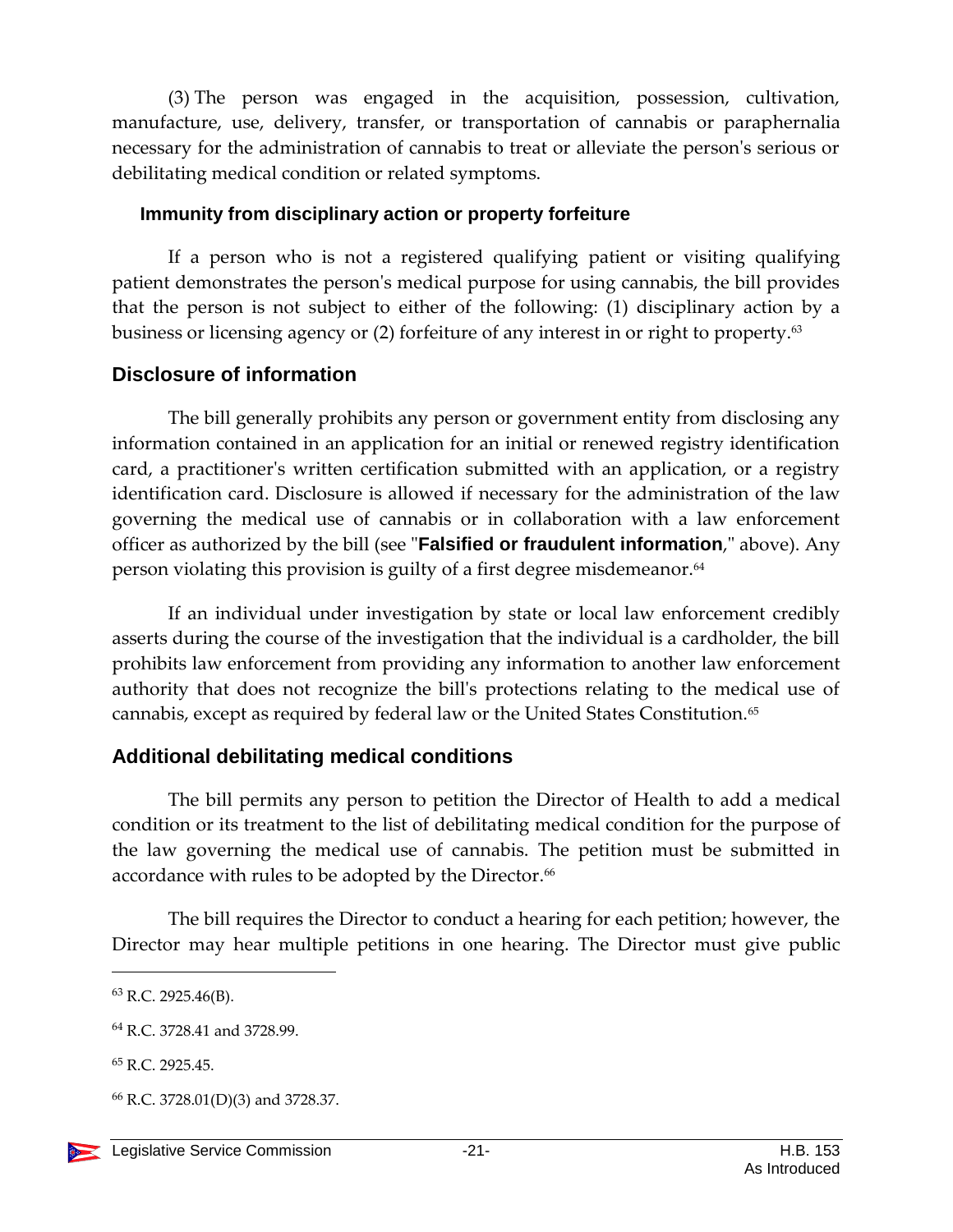(3) The person was engaged in the acquisition, possession, cultivation, manufacture, use, delivery, transfer, or transportation of cannabis or paraphernalia necessary for the administration of cannabis to treat or alleviate the person's serious or debilitating medical condition or related symptoms.

### Immunity from disciplinary action or property forfeiture

If a person who is not a registered qualifying patient or visiting qualifying patient demonstrates the person's medical purpose for using cannabis, the bill provides that the person is not subject to either of the following: (1) disciplinary action by a business or licensing agency or (2) forfeiture of any interest in or right to property.[63]

## Disclosure of information

The bill generally prohibits any person or government entity from disclosing any information contained in an application for an initial or renewed registry identification card, a practitioner's written certification submitted with an application, or a registry identification card. Disclosure is allowed if necessary for the administration of the law governing the medical use of cannabis or in collaboration with a law enforcement officer as authorized by the bill (see "**Falsified or fraudulent information**," above). Any person violating this provision is guilty of a first degree misdemeanor.[64]

If an individual under investigation by state or local law enforcement credibly asserts during the course of the investigation that the individual is a cardholder, the bill prohibits law enforcement from providing any information to another law enforcement authority that does not recognize the bill's protections relating to the medical use of cannabis, except as required by federal law or the United States Constitution.[65]

## Additional debilitating medical conditions

The bill permits any person to petition the Director of Health to add a medical condition or its treatment to the list of debilitating medical condition for the purpose of the law governing the medical use of cannabis. The petition must be submitted in accordance with rules to be adopted by the Director.[66]

The bill requires the Director to conduct a hearing for each petition; however, the Director may hear multiple petitions in one hearing. The Director must give public

---

[63] R.C. 2925.46(B).

[64] R.C. 3728.41 and 3728.99.

[65] R.C. 2925.45.

[66] R.C. 3728.01(D)(3) and 3728.37.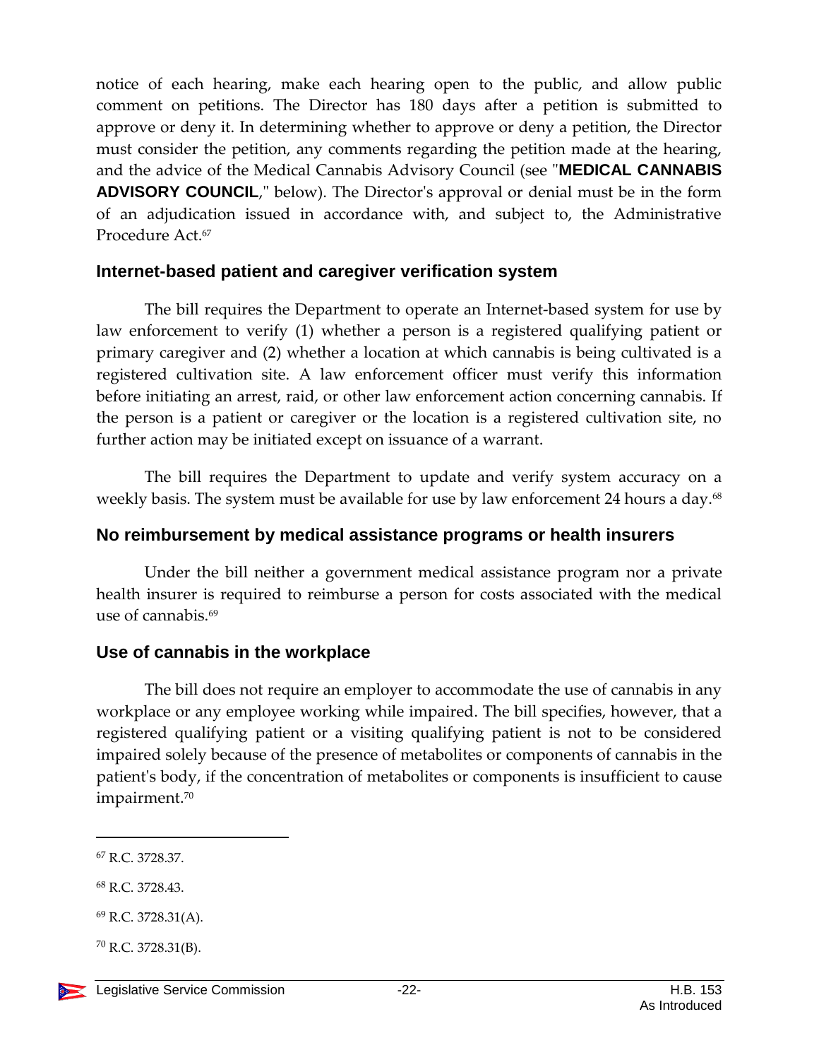notice of each hearing, make each hearing open to the public, and allow public comment on petitions. The Director has 180 days after a petition is submitted to approve or deny it. In determining whether to approve or deny a petition, the Director must consider the petition, any comments regarding the petition made at the hearing, and the advice of the Medical Cannabis Advisory Council (see "**MEDICAL CANNABIS ADVISORY COUNCIL**," below). The Director's approval or denial must be in the form of an adjudication issued in accordance with, and subject to, the Administrative Procedure Act.[67]

## Internet-based patient and caregiver verification system

The bill requires the Department to operate an Internet-based system for use by law enforcement to verify (1) whether a person is a registered qualifying patient or primary caregiver and (2) whether a location at which cannabis is being cultivated is a registered cultivation site. A law enforcement officer must verify this information before initiating an arrest, raid, or other law enforcement action concerning cannabis. If the person is a patient or caregiver or the location is a registered cultivation site, no further action may be initiated except on issuance of a warrant.

The bill requires the Department to update and verify system accuracy on a weekly basis. The system must be available for use by law enforcement 24 hours a day.[68]

## No reimbursement by medical assistance programs or health insurers

Under the bill neither a government medical assistance program nor a private health insurer is required to reimburse a person for costs associated with the medical use of cannabis.[69]

## Use of cannabis in the workplace

The bill does not require an employer to accommodate the use of cannabis in any workplace or any employee working while impaired. The bill specifies, however, that a registered qualifying patient or a visiting qualifying patient is not to be considered impaired solely because of the presence of metabolites or components of cannabis in the patient's body, if the concentration of metabolites or components is insufficient to cause impairment.[70]

---

[67] R.C. 3728.37.

[68] R.C. 3728.43.

[69] R.C. 3728.31(A).

[70] R.C. 3728.31(B).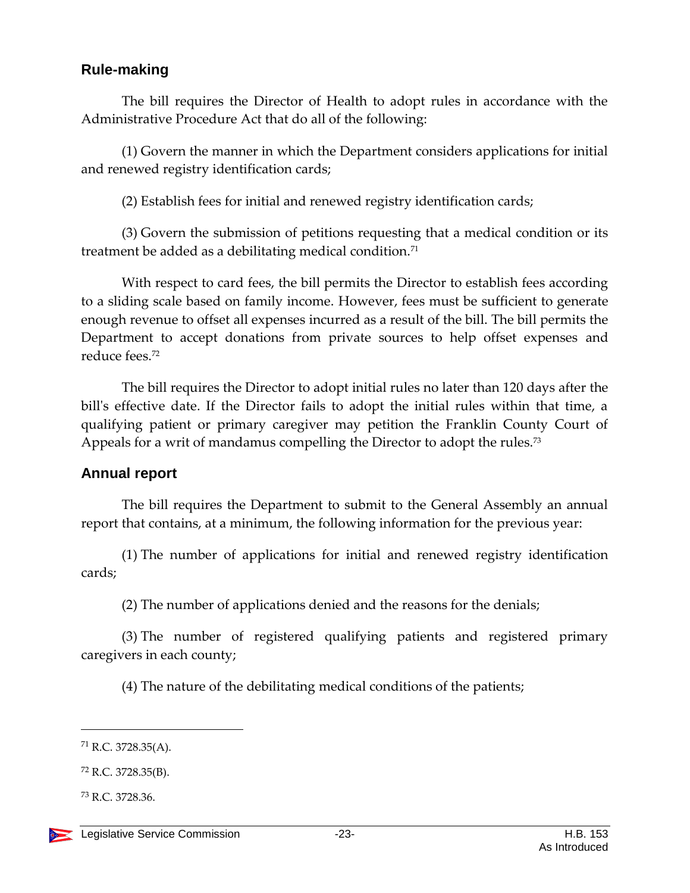## Rule-making

The bill requires the Director of Health to adopt rules in accordance with the Administrative Procedure Act that do all of the following:

(1) Govern the manner in which the Department considers applications for initial and renewed registry identification cards;

(2) Establish fees for initial and renewed registry identification cards;

(3) Govern the submission of petitions requesting that a medical condition or its treatment be added as a debilitating medical condition.[71]

With respect to card fees, the bill permits the Director to establish fees according to a sliding scale based on family income. However, fees must be sufficient to generate enough revenue to offset all expenses incurred as a result of the bill. The bill permits the Department to accept donations from private sources to help offset expenses and reduce fees.[72]

The bill requires the Director to adopt initial rules no later than 120 days after the bill's effective date. If the Director fails to adopt the initial rules within that time, a qualifying patient or primary caregiver may petition the Franklin County Court of Appeals for a writ of mandamus compelling the Director to adopt the rules.[73]

## Annual report

The bill requires the Department to submit to the General Assembly an annual report that contains, at a minimum, the following information for the previous year:

(1) The number of applications for initial and renewed registry identification cards;

(2) The number of applications denied and the reasons for the denials;

(3) The number of registered qualifying patients and registered primary caregivers in each county;

(4) The nature of the debilitating medical conditions of the patients;

---

[71] R.C. 3728.35(A).

[72] R.C. 3728.35(B).

[73] R.C. 3728.36.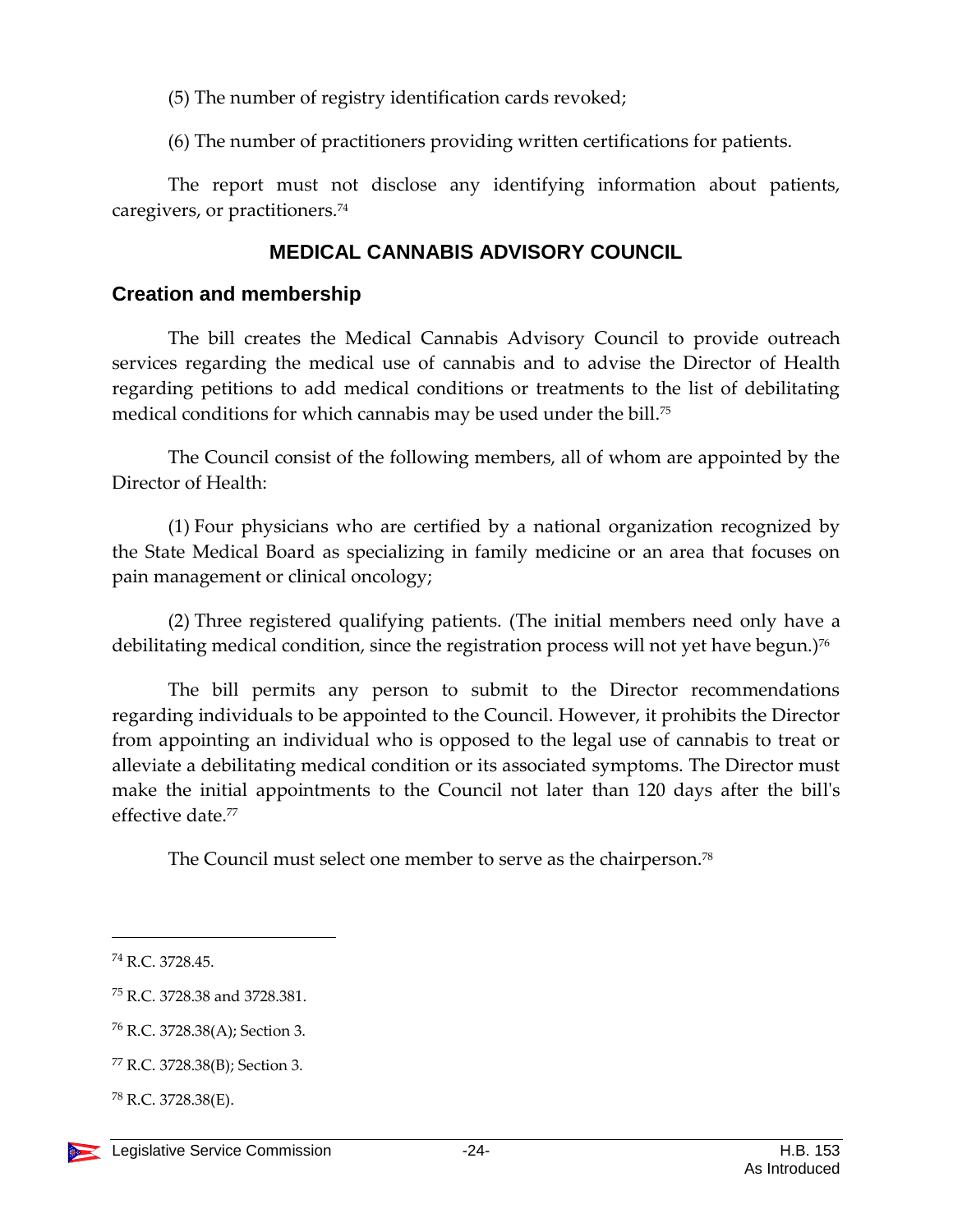(5) The number of registry identification cards revoked;

(6) The number of practitioners providing written certifications for patients.

The report must not disclose any identifying information about patients, caregivers, or practitioners.[74]

## MEDICAL CANNABIS ADVISORY COUNCIL

### Creation and membership

The bill creates the Medical Cannabis Advisory Council to provide outreach services regarding the medical use of cannabis and to advise the Director of Health regarding petitions to add medical conditions or treatments to the list of debilitating medical conditions for which cannabis may be used under the bill.[75]

The Council consist of the following members, all of whom are appointed by the Director of Health:

(1) Four physicians who are certified by a national organization recognized by the State Medical Board as specializing in family medicine or an area that focuses on pain management or clinical oncology;

(2) Three registered qualifying patients. (The initial members need only have a debilitating medical condition, since the registration process will not yet have begun.)[76]

The bill permits any person to submit to the Director recommendations regarding individuals to be appointed to the Council. However, it prohibits the Director from appointing an individual who is opposed to the legal use of cannabis to treat or alleviate a debilitating medical condition or its associated symptoms. The Director must make the initial appointments to the Council not later than 120 days after the bill's effective date.[77]

The Council must select one member to serve as the chairperson.[78]

---

[74] R.C. 3728.45.

[75] R.C. 3728.38 and 3728.381.

[76] R.C. 3728.38(A); Section 3.

[77] R.C. 3728.38(B); Section 3.

[78] R.C. 3728.38(E).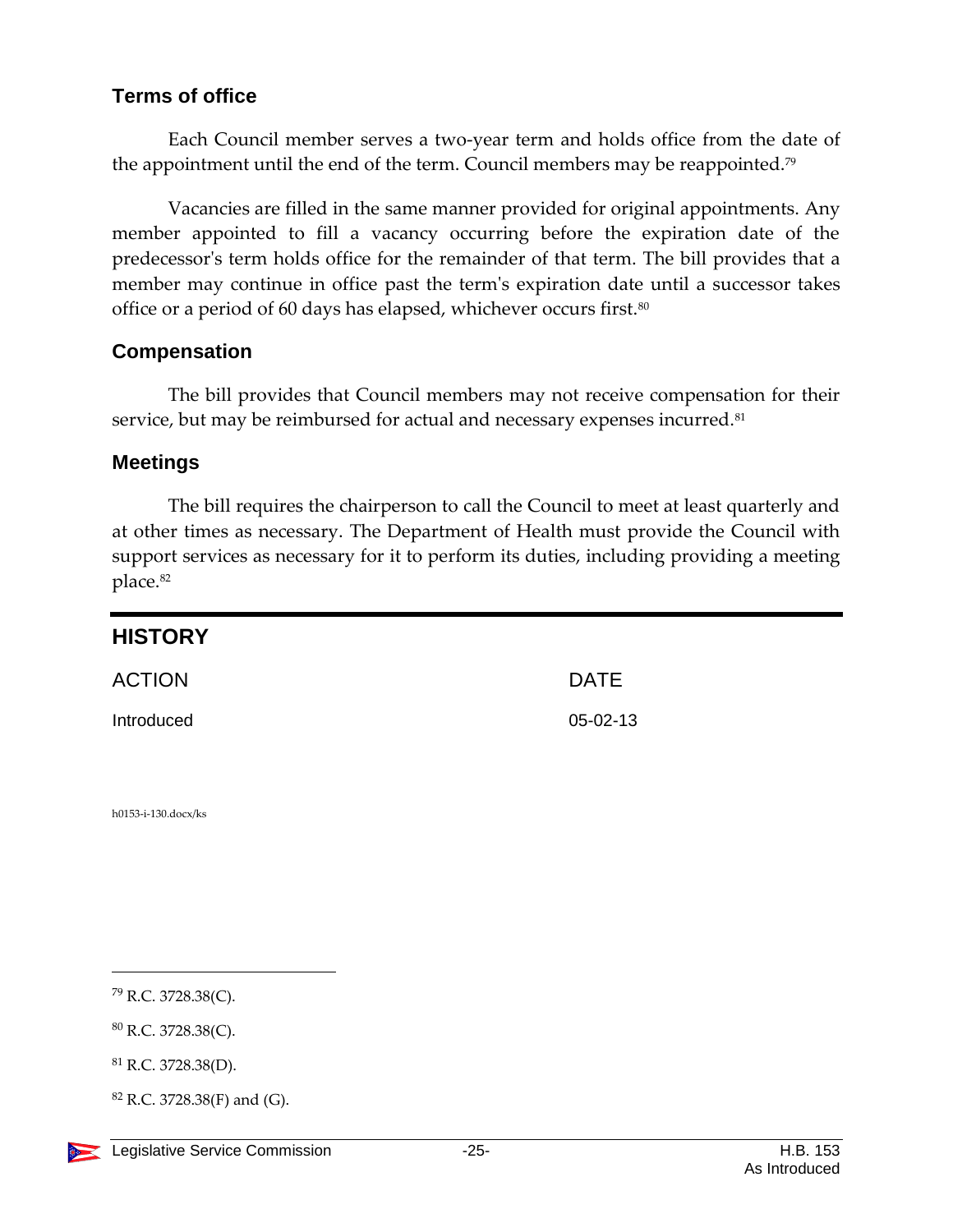### Terms of office

Each Council member serves a two-year term and holds office from the date of the appointment until the end of the term. Council members may be reappointed.[79]

Vacancies are filled in the same manner provided for original appointments. Any member appointed to fill a vacancy occurring before the expiration date of the predecessor's term holds office for the remainder of that term. The bill provides that a member may continue in office past the term's expiration date until a successor takes office or a period of 60 days has elapsed, whichever occurs first.[80]

### Compensation

The bill provides that Council members may not receive compensation for their service, but may be reimbursed for actual and necessary expenses incurred.[81]

### Meetings

The bill requires the chairperson to call the Council to meet at least quarterly and at other times as necessary. The Department of Health must provide the Council with support services as necessary for it to perform its duties, including providing a meeting place.[82]

## HISTORY

| ACTION | DATE |
|---|---|
| Introduced | 05-02-13 |

h0153-i-130.docx/ks

---

[79] R.C. 3728.38(C).

[80] R.C. 3728.38(C).

[81] R.C. 3728.38(D).

[82] R.C. 3728.38(F) and (G).